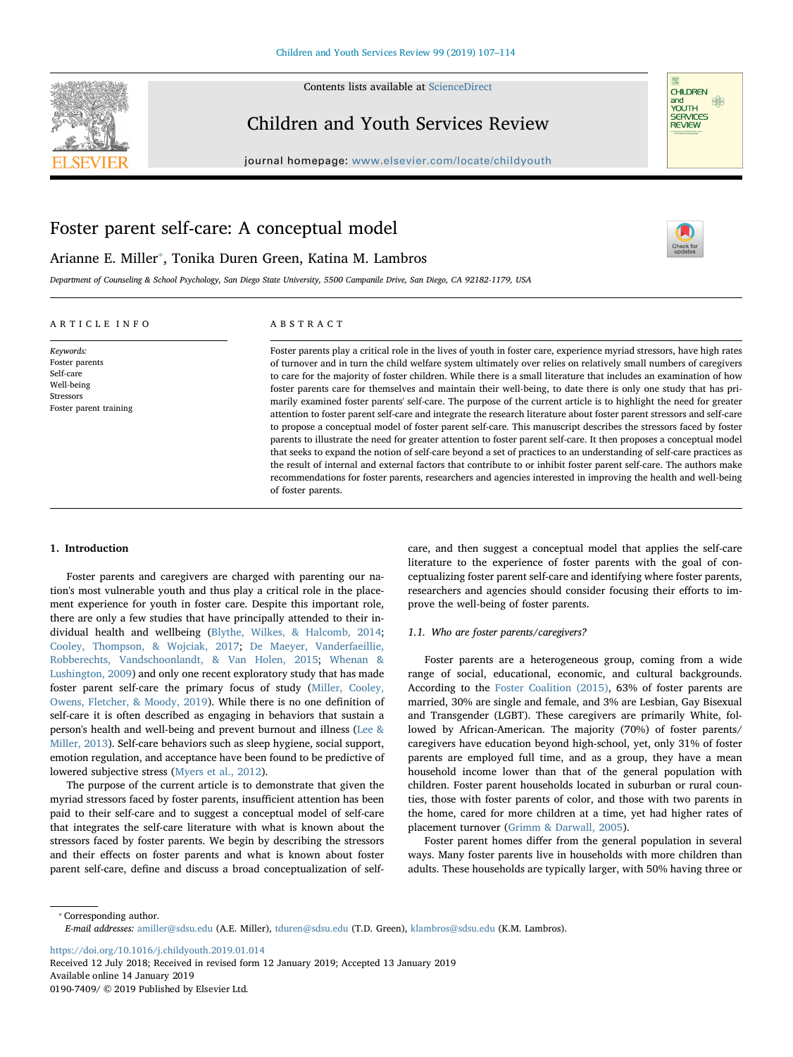Contents lists available at ScienceDirect

# Children and Youth Services Review

journal homepage: www.elsevier.com/locate/childyouth

# Foster parent self-care: A conceptual model

Arianne E. Miller*, Tonika Duren Green, Katina M. Lambros

*Department of Counseling & School Psychology, San Diego State University, 5500 Campanile Drive, San Diego, CA 92182-1179, USA*

## ARTICLE INFO

*Keywords:*
Foster parents
Self-care
Well-being
Stressors
Foster parent training

## ABSTRACT

Foster parents play a critical role in the lives of youth in foster care, experience myriad stressors, have high rates of turnover and in turn the child welfare system ultimately over relies on relatively small numbers of caregivers to care for the majority of foster children. While there is a small literature that includes an examination of how foster parents care for themselves and maintain their well-being, to date there is only one study that has primarily examined foster parents' self-care. The purpose of the current article is to highlight the need for greater attention to foster parent self-care and integrate the research literature about foster parent stressors and self-care to propose a conceptual model of foster parent self-care. This manuscript describes the stressors faced by foster parents to illustrate the need for greater attention to foster parent self-care. It then proposes a conceptual model that seeks to expand the notion of self-care beyond a set of practices to an understanding of self-care practices as the result of internal and external factors that contribute to or inhibit foster parent self-care. The authors make recommendations for foster parents, researchers and agencies interested in improving the health and well-being of foster parents.

## 1. Introduction

Foster parents and caregivers are charged with parenting our nation's most vulnerable youth and thus play a critical role in the placement experience for youth in foster care. Despite this important role, there are only a few studies that have principally attended to their individual health and wellbeing (Blythe, Wilkes, & Halcomb, 2014; Cooley, Thompson, & Wojciak, 2017; De Maeyer, Vanderfaeillie, Robberechts, Vandschoonlandt, & Van Holen, 2015; Whenan & Lushington, 2009) and only one recent exploratory study that has made foster parent self-care the primary focus of study (Miller, Cooley, Owens, Fletcher, & Moody, 2019). While there is no one definition of self-care it is often described as engaging in behaviors that sustain a person's health and well-being and prevent burnout and illness (Lee & Miller, 2013). Self-care behaviors such as sleep hygiene, social support, emotion regulation, and acceptance have been found to be predictive of lowered subjective stress (Myers et al., 2012).

The purpose of the current article is to demonstrate that given the myriad stressors faced by foster parents, insufficient attention has been paid to their self-care and to suggest a conceptual model of self-care that integrates the self-care literature with what is known about the stressors faced by foster parents. We begin by describing the stressors and their effects on foster parents and what is known about foster parent self-care, define and discuss a broad conceptualization of self-care, and then suggest a conceptual model that applies the self-care literature to the experience of foster parents with the goal of conceptualizing foster parent self-care and identifying where foster parents, researchers and agencies should consider focusing their efforts to improve the well-being of foster parents.

### 1.1. Who are foster parents/caregivers?

Foster parents are a heterogeneous group, coming from a wide range of social, educational, economic, and cultural backgrounds. According to the Foster Coalition (2015), 63% of foster parents are married, 30% are single and female, and 3% are Lesbian, Gay Bisexual and Transgender (LGBT). These caregivers are primarily White, followed by African-American. The majority (70%) of foster parents/caregivers have education beyond high-school, yet, only 31% of foster parents are employed full time, and as a group, they have a mean household income lower than that of the general population with children. Foster parent households located in suburban or rural counties, those with foster parents of color, and those with two parents in the home, cared for more children at a time, yet had higher rates of placement turnover (Grimm & Darwall, 2005).

Foster parent homes differ from the general population in several ways. Many foster parents live in households with more children than adults. These households are typically larger, with 50% having three or

---

* Corresponding author.
*E-mail addresses:* amiller@sdsu.edu (A.E. Miller), tduren@sdsu.edu (T.D. Green), klambros@sdsu.edu (K.M. Lambros).

https://doi.org/10.1016/j.childyouth.2019.01.014
Received 12 July 2018; Received in revised form 12 January 2019; Accepted 13 January 2019
Available online 14 January 2019
0190-7409/ © 2019 Published by Elsevier Ltd.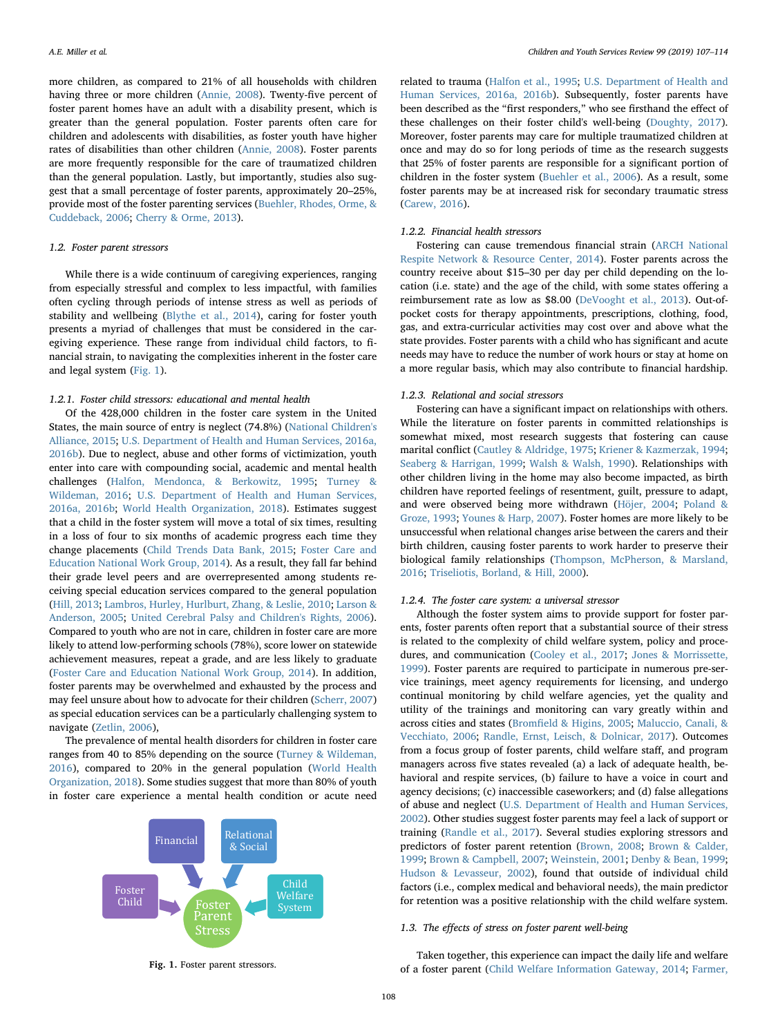more children, as compared to 21% of all households with children having three or more children (Annie, 2008). Twenty-five percent of foster parent homes have an adult with a disability present, which is greater than the general population. Foster parents often care for children and adolescents with disabilities, as foster youth have higher rates of disabilities than other children (Annie, 2008). Foster parents are more frequently responsible for the care of traumatized children than the general population. Lastly, but importantly, studies also suggest that a small percentage of foster parents, approximately 20–25%, provide most of the foster parenting services (Buehler, Rhodes, Orme, & Cuddeback, 2006; Cherry & Orme, 2013).

### 1.2. Foster parent stressors

While there is a wide continuum of caregiving experiences, ranging from especially stressful and complex to less impactful, with families often cycling through periods of intense stress as well as periods of stability and wellbeing (Blythe et al., 2014), caring for foster youth presents a myriad of challenges that must be considered in the caregiving experience. These range from individual child factors, to financial strain, to navigating the complexities inherent in the foster care and legal system (Fig. 1).

#### 1.2.1. Foster child stressors: educational and mental health

Of the 428,000 children in the foster care system in the United States, the main source of entry is neglect (74.8%) (National Children's Alliance, 2015; U.S. Department of Health and Human Services, 2016a, 2016b). Due to neglect, abuse and other forms of victimization, youth enter into care with compounding social, academic and mental health challenges (Halfon, Mendonca, & Berkowitz, 1995; Turney & Wildeman, 2016; U.S. Department of Health and Human Services, 2016a, 2016b; World Health Organization, 2018). Estimates suggest that a child in the foster system will move a total of six times, resulting in a loss of four to six months of academic progress each time they change placements (Child Trends Data Bank, 2015; Foster Care and Education National Work Group, 2014). As a result, they fall far behind their grade level peers and are overrepresented among students receiving special education services compared to the general population (Hill, 2013; Lambros, Hurley, Hurlburt, Zhang, & Leslie, 2010; Larson & Anderson, 2005; United Cerebral Palsy and Children's Rights, 2006). Compared to youth who are not in care, children in foster care are more likely to attend low-performing schools (78%), score lower on statewide achievement measures, repeat a grade, and are less likely to graduate (Foster Care and Education National Work Group, 2014). In addition, foster parents may be overwhelmed and exhausted by the process and may feel unsure about how to advocate for their children (Scherr, 2007) as special education services can be a particularly challenging system to navigate (Zetlin, 2006),

The prevalence of mental health disorders for children in foster care ranges from 40 to 85% depending on the source (Turney & Wildeman, 2016), compared to 20% in the general population (World Health Organization, 2018). Some studies suggest that more than 80% of youth in foster care experience a mental health condition or acute need related to trauma (Halfon et al., 1995; U.S. Department of Health and Human Services, 2016a, 2016b). Subsequently, foster parents have been described as the "first responders," who see firsthand the effect of these challenges on their foster child's well-being (Doughty, 2017). Moreover, foster parents may care for multiple traumatized children at once and may do so for long periods of time as the research suggests that 25% of foster parents are responsible for a significant portion of children in the foster system (Buehler et al., 2006). As a result, some foster parents may be at increased risk for secondary traumatic stress (Carew, 2016).

Financial | Relational & Social | Foster Child | Child Welfare System | Foster Parent Stress

Fig. 1. Foster parent stressors.

#### 1.2.2. Financial health stressors

Fostering can cause tremendous financial strain (ARCH National Respite Network & Resource Center, 2014). Foster parents across the country receive about $15–30 per day per child depending on the location (i.e. state) and the age of the child, with some states offering a reimbursement rate as low as $8.00 (DeVooght et al., 2013). Out-of-pocket costs for therapy appointments, prescriptions, clothing, food, gas, and extra-curricular activities may cost over and above what the state provides. Foster parents with a child who has significant and acute needs may have to reduce the number of work hours or stay at home on a more regular basis, which may also contribute to financial hardship.

#### 1.2.3. Relational and social stressors

Fostering can have a significant impact on relationships with others. While the literature on foster parents in committed relationships is somewhat mixed, most research suggests that fostering can cause marital conflict (Cautley & Aldridge, 1975; Kriener & Kazmerzak, 1994; Seaberg & Harrigan, 1999; Walsh & Walsh, 1990). Relationships with other children living in the home may also become impacted, as birth children have reported feelings of resentment, guilt, pressure to adapt, and were observed being more withdrawn (Höjer, 2004; Poland & Groze, 1993; Younes & Harp, 2007). Foster homes are more likely to be unsuccessful when relational changes arise between the carers and their birth children, causing foster parents to work harder to preserve their biological family relationships (Thompson, McPherson, & Marsland, 2016; Triseliotis, Borland, & Hill, 2000).

#### 1.2.4. The foster care system: a universal stressor

Although the foster system aims to provide support for foster parents, foster parents often report that a substantial source of their stress is related to the complexity of child welfare system, policy and procedures, and communication (Cooley et al., 2017; Jones & Morrissette, 1999). Foster parents are required to participate in numerous pre-service trainings, meet agency requirements for licensing, and undergo continual monitoring by child welfare agencies, yet the quality and utility of the trainings and monitoring can vary greatly within and across cities and states (Bromfield & Higins, 2005; Maluccio, Canali, & Vecchiato, 2006; Randle, Ernst, Leisch, & Dolnicar, 2017). Outcomes from a focus group of foster parents, child welfare staff, and program managers across five states revealed (a) a lack of adequate health, behavioral and respite services, (b) failure to have a voice in court and agency decisions; (c) inaccessible caseworkers; and (d) false allegations of abuse and neglect (U.S. Department of Health and Human Services, 2002). Other studies suggest foster parents may feel a lack of support or training (Randle et al., 2017). Several studies exploring stressors and predictors of foster parent retention (Brown, 2008; Brown & Calder, 1999; Brown & Campbell, 2007; Weinstein, 2001; Denby & Bean, 1999; Hudson & Levasseur, 2002), found that outside of individual child factors (i.e., complex medical and behavioral needs), the main predictor for retention was a positive relationship with the child welfare system.

### 1.3. The effects of stress on foster parent well-being

Taken together, this experience can impact the daily life and welfare of a foster parent (Child Welfare Information Gateway, 2014; Farmer,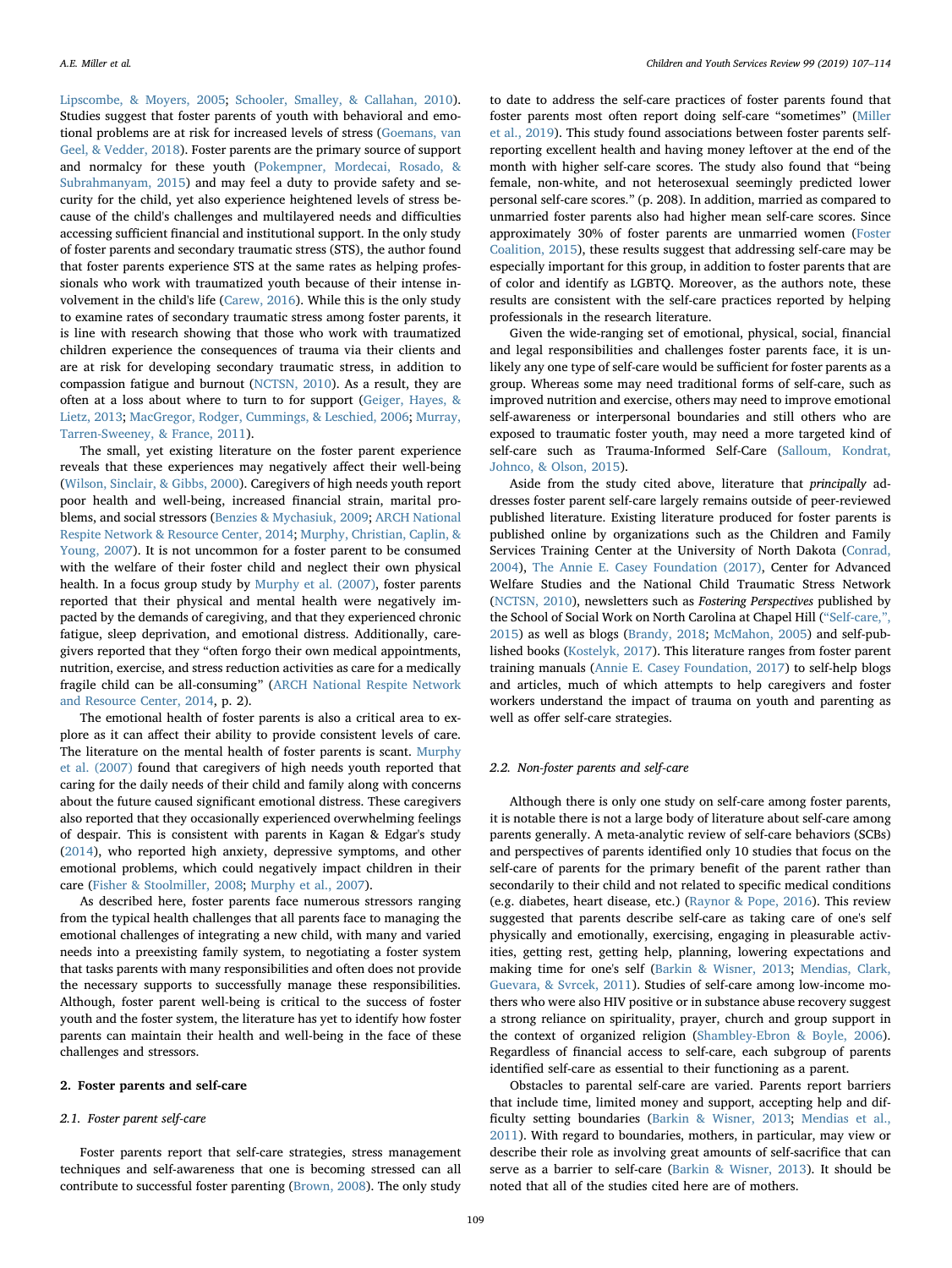Lipscombe, & Moyers, 2005; Schooler, Smalley, & Callahan, 2010). Studies suggest that foster parents of youth with behavioral and emotional problems are at risk for increased levels of stress (Goemans, van Geel, & Vedder, 2018). Foster parents are the primary source of support and normalcy for these youth (Pokempner, Mordecai, Rosado, & Subrahmanyam, 2015) and may feel a duty to provide safety and security for the child, yet also experience heightened levels of stress because of the child's challenges and multilayered needs and difficulties accessing sufficient financial and institutional support. In the only study of foster parents and secondary traumatic stress (STS), the author found that foster parents experience STS at the same rates as helping professionals who work with traumatized youth because of their intense involvement in the child's life (Carew, 2016). While this is the only study to examine rates of secondary traumatic stress among foster parents, it is line with research showing that those who work with traumatized children experience the consequences of trauma via their clients and are at risk for developing secondary traumatic stress, in addition to compassion fatigue and burnout (NCTSN, 2010). As a result, they are often at a loss about where to turn to for support (Geiger, Hayes, & Lietz, 2013; MacGregor, Rodger, Cummings, & Leschied, 2006; Murray, Tarren-Sweeney, & France, 2011).

The small, yet existing literature on the foster parent experience reveals that these experiences may negatively affect their well-being (Wilson, Sinclair, & Gibbs, 2000). Caregivers of high needs youth report poor health and well-being, increased financial strain, marital problems, and social stressors (Benzies & Mychasiuk, 2009; ARCH National Respite Network & Resource Center, 2014; Murphy, Christian, Caplin, & Young, 2007). It is not uncommon for a foster parent to be consumed with the welfare of their foster child and neglect their own physical health. In a focus group study by Murphy et al. (2007), foster parents reported that their physical and mental health were negatively impacted by the demands of caregiving, and that they experienced chronic fatigue, sleep deprivation, and emotional distress. Additionally, caregivers reported that they "often forgo their own medical appointments, nutrition, exercise, and stress reduction activities as care for a medically fragile child can be all-consuming" (ARCH National Respite Network and Resource Center, 2014, p. 2).

The emotional health of foster parents is also a critical area to explore as it can affect their ability to provide consistent levels of care. The literature on the mental health of foster parents is scant. Murphy et al. (2007) found that caregivers of high needs youth reported that caring for the daily needs of their child and family along with concerns about the future caused significant emotional distress. These caregivers also reported that they occasionally experienced overwhelming feelings of despair. This is consistent with parents in Kagan & Edgar's study (2014), who reported high anxiety, depressive symptoms, and other emotional problems, which could negatively impact children in their care (Fisher & Stoolmiller, 2008; Murphy et al., 2007).

As described here, foster parents face numerous stressors ranging from the typical health challenges that all parents face to managing the emotional challenges of integrating a new child, with many and varied needs into a preexisting family system, to negotiating a foster system that tasks parents with many responsibilities and often does not provide the necessary supports to successfully manage these responsibilities. Although, foster parent well-being is critical to the success of foster youth and the foster system, the literature has yet to identify how foster parents can maintain their health and well-being in the face of these challenges and stressors.

## 2. Foster parents and self-care

### 2.1. Foster parent self-care

Foster parents report that self-care strategies, stress management techniques and self-awareness that one is becoming stressed can all contribute to successful foster parenting (Brown, 2008). The only study to date to address the self-care practices of foster parents found that foster parents most often report doing self-care "sometimes" (Miller et al., 2019). This study found associations between foster parents self-reporting excellent health and having money leftover at the end of the month with higher self-care scores. The study also found that "being female, non-white, and not heterosexual seemingly predicted lower personal self-care scores." (p. 208). In addition, married as compared to unmarried foster parents also had higher mean self-care scores. Since approximately 30% of foster parents are unmarried women (Foster Coalition, 2015), these results suggest that addressing self-care may be especially important for this group, in addition to foster parents that are of color and identify as LGBTQ. Moreover, as the authors note, these results are consistent with the self-care practices reported by helping professionals in the research literature.

Given the wide-ranging set of emotional, physical, social, financial and legal responsibilities and challenges foster parents face, it is unlikely any one type of self-care would be sufficient for foster parents as a group. Whereas some may need traditional forms of self-care, such as improved nutrition and exercise, others may need to improve emotional self-awareness or interpersonal boundaries and still others who are exposed to traumatic foster youth, may need a more targeted kind of self-care such as Trauma-Informed Self-Care (Salloum, Kondrat, Johnco, & Olson, 2015).

Aside from the study cited above, literature that *principally* addresses foster parent self-care largely remains outside of peer-reviewed published literature. Existing literature produced for foster parents is published online by organizations such as the Children and Family Services Training Center at the University of North Dakota (Conrad, 2004), The Annie E. Casey Foundation (2017), Center for Advanced Welfare Studies and the National Child Traumatic Stress Network (NCTSN, 2010), newsletters such as *Fostering Perspectives* published by the School of Social Work on North Carolina at Chapel Hill ("Self-care,", 2015) as well as blogs (Brandy, 2018; McMahon, 2005) and self-published books (Kostelyk, 2017). This literature ranges from foster parent training manuals (Annie E. Casey Foundation, 2017) to self-help blogs and articles, much of which attempts to help caregivers and foster workers understand the impact of trauma on youth and parenting as well as offer self-care strategies.

### 2.2. Non-foster parents and self-care

Although there is only one study on self-care among foster parents, it is notable there is not a large body of literature about self-care among parents generally. A meta-analytic review of self-care behaviors (SCBs) and perspectives of parents identified only 10 studies that focus on the self-care of parents for the primary benefit of the parent rather than secondarily to their child and not related to specific medical conditions (e.g. diabetes, heart disease, etc.) (Raynor & Pope, 2016). This review suggested that parents describe self-care as taking care of one's self physically and emotionally, exercising, engaging in pleasurable activities, getting rest, getting help, planning, lowering expectations and making time for one's self (Barkin & Wisner, 2013; Mendias, Clark, Guevara, & Svrcek, 2011). Studies of self-care among low-income mothers who were also HIV positive or in substance abuse recovery suggest a strong reliance on spirituality, prayer, church and group support in the context of organized religion (Shambley-Ebron & Boyle, 2006). Regardless of financial access to self-care, each subgroup of parents identified self-care as essential to their functioning as a parent.

Obstacles to parental self-care are varied. Parents report barriers that include time, limited money and support, accepting help and difficulty setting boundaries (Barkin & Wisner, 2013; Mendias et al., 2011). With regard to boundaries, mothers, in particular, may view or describe their role as involving great amounts of self-sacrifice that can serve as a barrier to self-care (Barkin & Wisner, 2013). It should be noted that all of the studies cited here are of mothers.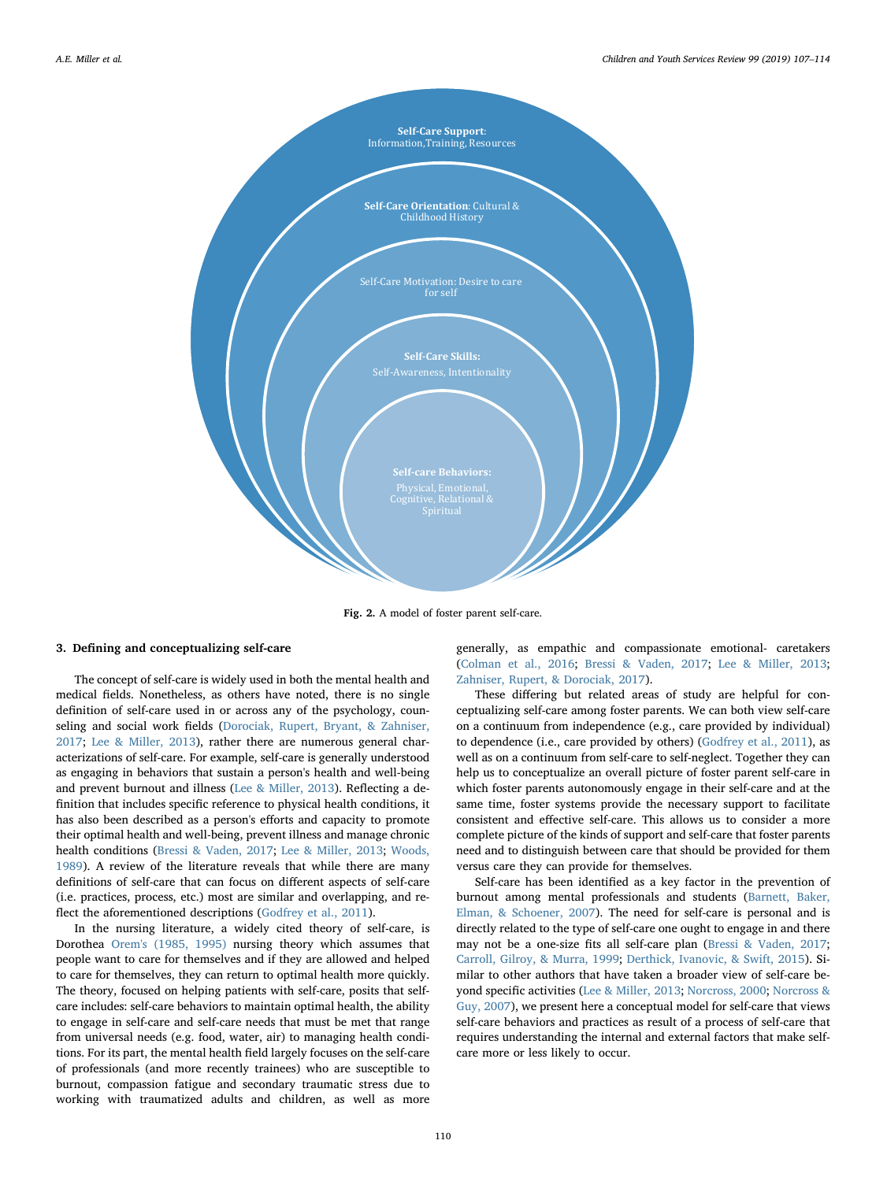Self-Care Support: Information, Training, Resources

Self-Care Orientation: Cultural & Childhood History

Self-Care Motivation: Desire to care for self

Self-Care Skills: Self-Awareness, Intentionality

Self-care Behaviors: Physical, Emotional, Cognitive, Relational & Spiritual

**Fig. 2.** A model of foster parent self-care.

## 3. Defining and conceptualizing self-care

The concept of self-care is widely used in both the mental health and medical fields. Nonetheless, as others have noted, there is no single definition of self-care used in or across any of the psychology, counseling and social work fields (Dorociak, Rupert, Bryant, & Zahniser, 2017; Lee & Miller, 2013), rather there are numerous general characterizations of self-care. For example, self-care is generally understood as engaging in behaviors that sustain a person's health and well-being and prevent burnout and illness (Lee & Miller, 2013). Reflecting a definition that includes specific reference to physical health conditions, it has also been described as a person's efforts and capacity to promote their optimal health and well-being, prevent illness and manage chronic health conditions (Bressi & Vaden, 2017; Lee & Miller, 2013; Woods, 1989). A review of the literature reveals that while there are many definitions of self-care that can focus on different aspects of self-care (i.e. practices, process, etc.) most are similar and overlapping, and reflect the aforementioned descriptions (Godfrey et al., 2011).

In the nursing literature, a widely cited theory of self-care, is Dorothea Orem's (1985, 1995) nursing theory which assumes that people want to care for themselves and if they are allowed and helped to care for themselves, they can return to optimal health more quickly. The theory, focused on helping patients with self-care, posits that self-care includes: self-care behaviors to maintain optimal health, the ability to engage in self-care and self-care needs that must be met that range from universal needs (e.g. food, water, air) to managing health conditions. For its part, the mental health field largely focuses on the self-care of professionals (and more recently trainees) who are susceptible to burnout, compassion fatigue and secondary traumatic stress due to working with traumatized adults and children, as well as more generally, as empathic and compassionate emotional- caretakers (Colman et al., 2016; Bressi & Vaden, 2017; Lee & Miller, 2013; Zahniser, Rupert, & Dorociak, 2017).

These differing but related areas of study are helpful for conceptualizing self-care among foster parents. We can both view self-care on a continuum from independence (e.g., care provided by individual) to dependence (i.e., care provided by others) (Godfrey et al., 2011), as well as on a continuum from self-care to self-neglect. Together they can help us to conceptualize an overall picture of foster parent self-care in which foster parents autonomously engage in their self-care and at the same time, foster systems provide the necessary support to facilitate consistent and effective self-care. This allows us to consider a more complete picture of the kinds of support and self-care that foster parents need and to distinguish between care that should be provided for them versus care they can provide for themselves.

Self-care has been identified as a key factor in the prevention of burnout among mental professionals and students (Barnett, Baker, Elman, & Schoener, 2007). The need for self-care is personal and is directly related to the type of self-care one ought to engage in and there may not be a one-size fits all self-care plan (Bressi & Vaden, 2017; Carroll, Gilroy, & Murra, 1999; Derthick, Ivanovic, & Swift, 2015). Similar to other authors that have taken a broader view of self-care beyond specific activities (Lee & Miller, 2013; Norcross, 2000; Norcross & Guy, 2007), we present here a conceptual model for self-care that views self-care behaviors and practices as result of a process of self-care that requires understanding the internal and external factors that make self-care more or less likely to occur.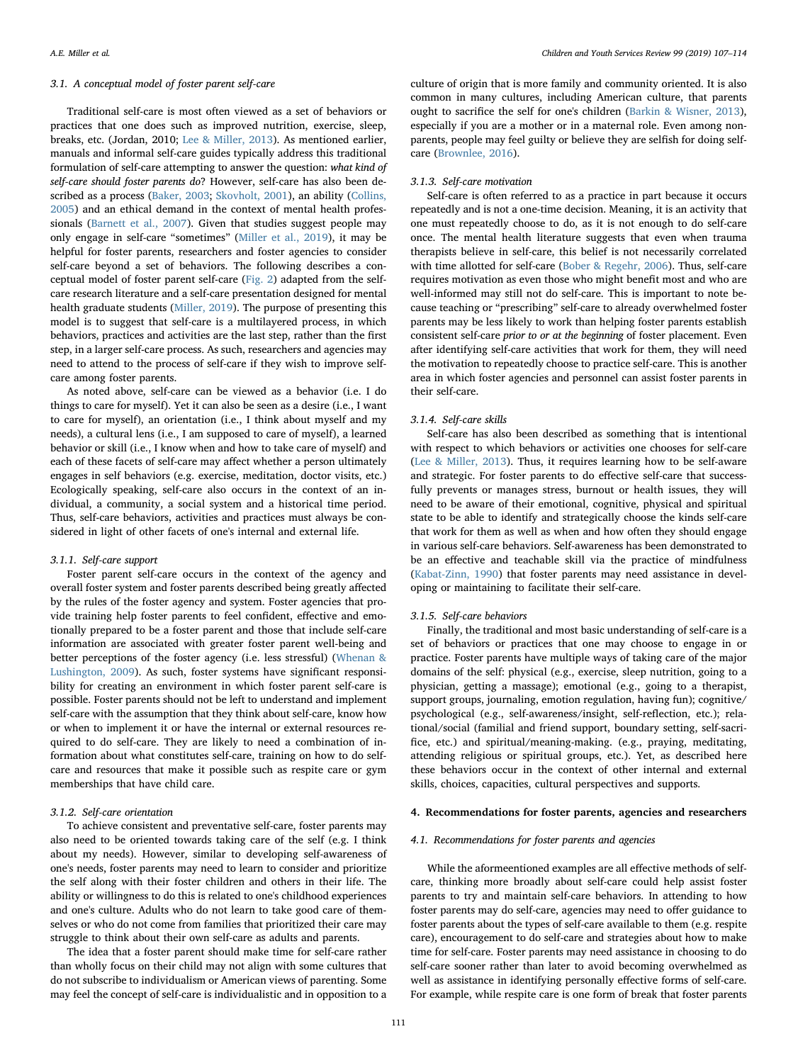### 3.1. A conceptual model of foster parent self-care

Traditional self-care is most often viewed as a set of behaviors or practices that one does such as improved nutrition, exercise, sleep, breaks, etc. (Jordan, 2010; Lee & Miller, 2013). As mentioned earlier, manuals and informal self-care guides typically address this traditional formulation of self-care attempting to answer the question: *what kind of self-care should foster parents do*? However, self-care has also been described as a process (Baker, 2003; Skovholt, 2001), an ability (Collins, 2005) and an ethical demand in the context of mental health professionals (Barnett et al., 2007). Given that studies suggest people may only engage in self-care "sometimes" (Miller et al., 2019), it may be helpful for foster parents, researchers and foster agencies to consider self-care beyond a set of behaviors. The following describes a conceptual model of foster parent self-care (Fig. 2) adapted from the self-care research literature and a self-care presentation designed for mental health graduate students (Miller, 2019). The purpose of presenting this model is to suggest that self-care is a multilayered process, in which behaviors, practices and activities are the last step, rather than the first step, in a larger self-care process. As such, researchers and agencies may need to attend to the process of self-care if they wish to improve self-care among foster parents.

As noted above, self-care can be viewed as a behavior (i.e. I do things to care for myself). Yet it can also be seen as a desire (i.e., I want to care for myself), an orientation (i.e., I think about myself and my needs), a cultural lens (i.e., I am supposed to care of myself), a learned behavior or skill (i.e., I know when and how to take care of myself) and each of these facets of self-care may affect whether a person ultimately engages in self behaviors (e.g. exercise, meditation, doctor visits, etc.) Ecologically speaking, self-care also occurs in the context of an individual, a community, a social system and a historical time period. Thus, self-care behaviors, activities and practices must always be considered in light of other facets of one's internal and external life.

#### 3.1.1. Self-care support

Foster parent self-care occurs in the context of the agency and overall foster system and foster parents described being greatly affected by the rules of the foster agency and system. Foster agencies that provide training help foster parents to feel confident, effective and emotionally prepared to be a foster parent and those that include self-care information are associated with greater foster parent well-being and better perceptions of the foster agency (i.e. less stressful) (Whenan & Lushington, 2009). As such, foster systems have significant responsibility for creating an environment in which foster parent self-care is possible. Foster parents should not be left to understand and implement self-care with the assumption that they think about self-care, know how or when to implement it or have the internal or external resources required to do self-care. They are likely to need a combination of information about what constitutes self-care, training on how to do self-care and resources that make it possible such as respite care or gym memberships that have child care.

#### 3.1.2. Self-care orientation

To achieve consistent and preventative self-care, foster parents may also need to be oriented towards taking care of the self (e.g. I think about my needs). However, similar to developing self-awareness of one's needs, foster parents may need to learn to consider and prioritize the self along with their foster children and others in their life. The ability or willingness to do this is related to one's childhood experiences and one's culture. Adults who do not learn to take good care of themselves or who do not come from families that prioritized their care may struggle to think about their own self-care as adults and parents.

The idea that a foster parent should make time for self-care rather than wholly focus on their child may not align with some cultures that do not subscribe to individualism or American views of parenting. Some may feel the concept of self-care is individualistic and in opposition to a culture of origin that is more family and community oriented. It is also common in many cultures, including American culture, that parents ought to sacrifice the self for one's children (Barkin & Wisner, 2013), especially if you are a mother or in a maternal role. Even among non-parents, people may feel guilty or believe they are selfish for doing self-care (Brownlee, 2016).

#### 3.1.3. Self-care motivation

Self-care is often referred to as a practice in part because it occurs repeatedly and is not a one-time decision. Meaning, it is an activity that one must repeatedly choose to do, as it is not enough to do self-care once. The mental health literature suggests that even when trauma therapists believe in self-care, this belief is not necessarily correlated with time allotted for self-care (Bober & Regehr, 2006). Thus, self-care requires motivation as even those who might benefit most and who are well-informed may still not do self-care. This is important to note because teaching or "prescribing" self-care to already overwhelmed foster parents may be less likely to work than helping foster parents establish consistent self-care *prior to or at the beginning* of foster placement. Even after identifying self-care activities that work for them, they will need the motivation to repeatedly choose to practice self-care. This is another area in which foster agencies and personnel can assist foster parents in their self-care.

#### 3.1.4. Self-care skills

Self-care has also been described as something that is intentional with respect to which behaviors or activities one chooses for self-care (Lee & Miller, 2013). Thus, it requires learning how to be self-aware and strategic. For foster parents to do effective self-care that successfully prevents or manages stress, burnout or health issues, they will need to be aware of their emotional, cognitive, physical and spiritual state to be able to identify and strategically choose the kinds self-care that work for them as well as when and how often they should engage in various self-care behaviors. Self-awareness has been demonstrated to be an effective and teachable skill via the practice of mindfulness (Kabat-Zinn, 1990) that foster parents may need assistance in developing or maintaining to facilitate their self-care.

#### 3.1.5. Self-care behaviors

Finally, the traditional and most basic understanding of self-care is a set of behaviors or practices that one may choose to engage in or practice. Foster parents have multiple ways of taking care of the major domains of the self: physical (e.g., exercise, sleep nutrition, going to a physician, getting a massage); emotional (e.g., going to a therapist, support groups, journaling, emotion regulation, having fun); cognitive/psychological (e.g., self-awareness/insight, self-reflection, etc.); relational/social (familial and friend support, boundary setting, self-sacrifice, etc.) and spiritual/meaning-making. (e.g., praying, meditating, attending religious or spiritual groups, etc.). Yet, as described here these behaviors occur in the context of other internal and external skills, choices, capacities, cultural perspectives and supports.

## 4. Recommendations for foster parents, agencies and researchers

### 4.1. Recommendations for foster parents and agencies

While the aforementioned examples are all effective methods of self-care, thinking more broadly about self-care could help assist foster parents to try and maintain self-care behaviors. In attending to how foster parents may do self-care, agencies may need to offer guidance to foster parents about the types of self-care available to them (e.g. respite care), encouragement to do self-care and strategies about how to make time for self-care. Foster parents may need assistance in choosing to do self-care sooner rather than later to avoid becoming overwhelmed as well as assistance in identifying personally effective forms of self-care. For example, while respite care is one form of break that foster parents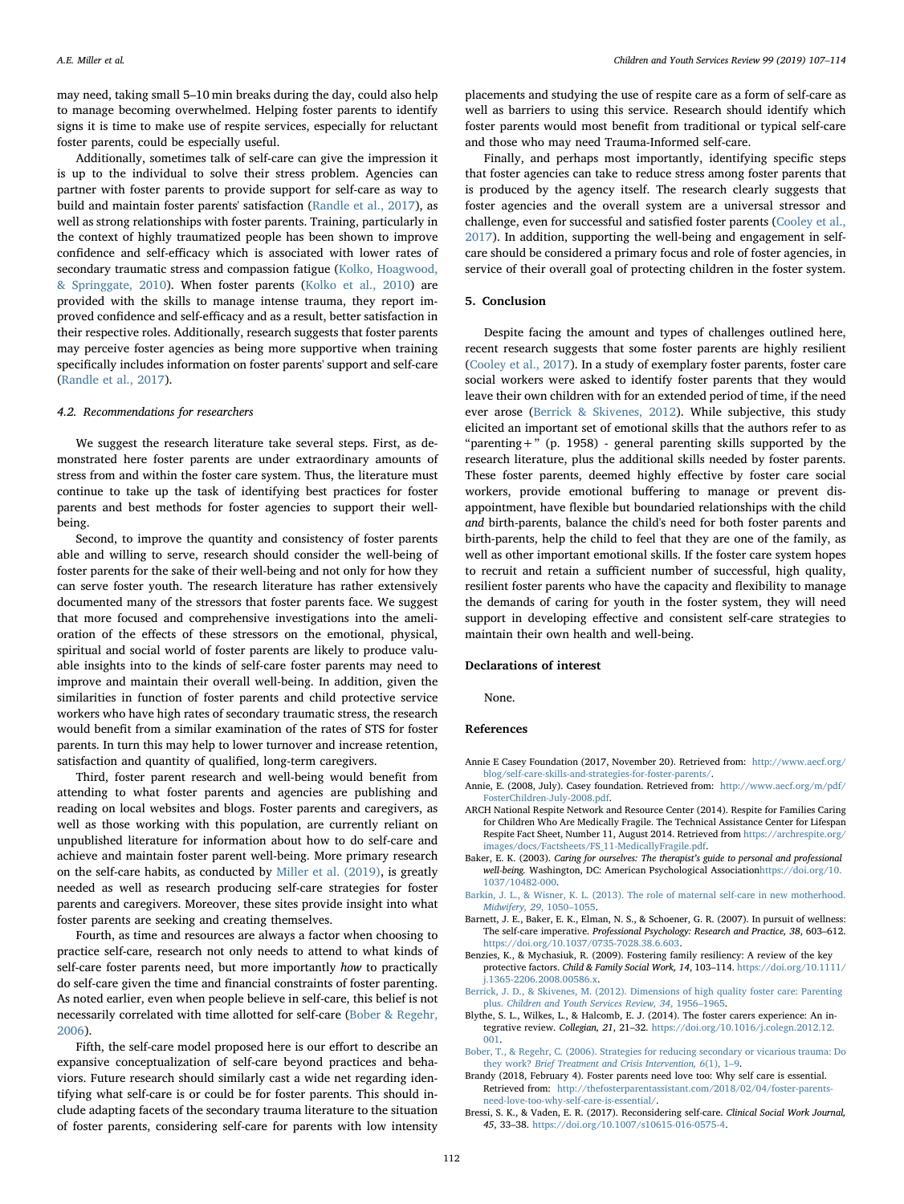may need, taking small 5–10 min breaks during the day, could also help to manage becoming overwhelmed. Helping foster parents to identify signs it is time to make use of respite services, especially for reluctant foster parents, could be especially useful.

Additionally, sometimes talk of self-care can give the impression it is up to the individual to solve their stress problem. Agencies can partner with foster parents to provide support for self-care as way to build and maintain foster parents' satisfaction (Randle et al., 2017), as well as strong relationships with foster parents. Training, particularly in the context of highly traumatized people has been shown to improve confidence and self-efficacy which is associated with lower rates of secondary traumatic stress and compassion fatigue (Kolko, Hoagwood, & Springgate, 2010). When foster parents (Kolko et al., 2010) are provided with the skills to manage intense trauma, they report improved confidence and self-efficacy and as a result, better satisfaction in their respective roles. Additionally, research suggests that foster parents may perceive foster agencies as being more supportive when training specifically includes information on foster parents' support and self-care (Randle et al., 2017).

### 4.2. Recommendations for researchers

We suggest the research literature take several steps. First, as demonstrated here foster parents are under extraordinary amounts of stress from and within the foster care system. Thus, the literature must continue to take up the task of identifying best practices for foster parents and best methods for foster agencies to support their well-being.

Second, to improve the quantity and consistency of foster parents able and willing to serve, research should consider the well-being of foster parents for the sake of their well-being and not only for how they can serve foster youth. The research literature has rather extensively documented many of the stressors that foster parents face. We suggest that more focused and comprehensive investigations into the amelioration of the effects of these stressors on the emotional, physical, spiritual and social world of foster parents are likely to produce valuable insights into to the kinds of self-care foster parents may need to improve and maintain their overall well-being. In addition, given the similarities in function of foster parents and child protective service workers who have high rates of secondary traumatic stress, the research would benefit from a similar examination of the rates of STS for foster parents. In turn this may help to lower turnover and increase retention, satisfaction and quantity of qualified, long-term caregivers.

Third, foster parent research and well-being would benefit from attending to what foster parents and agencies are publishing and reading on local websites and blogs. Foster parents and caregivers, as well as those working with this population, are currently reliant on unpublished literature for information about how to do self-care and achieve and maintain foster parent well-being. More primary research on the self-care habits, as conducted by Miller et al. (2019), is greatly needed as well as research producing self-care strategies for foster parents and caregivers. Moreover, these sites provide insight into what foster parents are seeking and creating themselves.

Fourth, as time and resources are always a factor when choosing to practice self-care, research not only needs to attend to what kinds of self-care foster parents need, but more importantly *how* to practically do self-care given the time and financial constraints of foster parenting. As noted earlier, even when people believe in self-care, this belief is not necessarily correlated with time allotted for self-care (Bober & Regehr, 2006).

Fifth, the self-care model proposed here is our effort to describe an expansive conceptualization of self-care beyond practices and behaviors. Future research should similarly cast a wide net regarding identifying what self-care is or could be for foster parents. This should include adapting facets of the secondary trauma literature to the situation of foster parents, considering self-care for parents with low intensity placements and studying the use of respite care as a form of self-care as well as barriers to using this service. Research should identify which foster parents would most benefit from traditional or typical self-care and those who may need Trauma-Informed self-care.

Finally, and perhaps most importantly, identifying specific steps that foster agencies can take to reduce stress among foster parents that is produced by the agency itself. The research clearly suggests that foster agencies and the overall system are a universal stressor and challenge, even for successful and satisfied foster parents (Cooley et al., 2017). In addition, supporting the well-being and engagement in self-care should be considered a primary focus and role of foster agencies, in service of their overall goal of protecting children in the foster system.

## 5. Conclusion

Despite facing the amount and types of challenges outlined here, recent research suggests that some foster parents are highly resilient (Cooley et al., 2017). In a study of exemplary foster parents, foster care social workers were asked to identify foster parents that they would leave their own children with for an extended period of time, if the need ever arose (Berrick & Skivenes, 2012). While subjective, this study elicited an important set of emotional skills that the authors refer to as "parenting+" (p. 1958) - general parenting skills supported by the research literature, plus the additional skills needed by foster parents. These foster parents, deemed highly effective by foster care social workers, provide emotional buffering to manage or prevent disappointment, have flexible but boundaried relationships with the child *and* birth-parents, balance the child's need for both foster parents and birth-parents, help the child to feel that they are one of the family, as well as other important emotional skills. If the foster care system hopes to recruit and retain a sufficient number of successful, high quality, resilient foster parents who have the capacity and flexibility to manage the demands of caring for youth in the foster system, they will need support in developing effective and consistent self-care strategies to maintain their own health and well-being.

## Declarations of interest

None.

## References

Annie E Casey Foundation (2017, November 20). Retrieved from: http://www.aecf.org/blog/self-care-skills-and-strategies-for-foster-parents/.

Annie, E. (2008, July). Casey foundation. Retrieved from: http://www.aecf.org/m/pdf/FosterChildren-July-2008.pdf.

ARCH National Respite Network and Resource Center (2014). Respite for Families Caring for Children Who Are Medically Fragile. The Technical Assistance Center for Lifespan Respite Fact Sheet, Number 11, August 2014. Retrieved from https://archrespite.org/images/docs/Factsheets/FS_11-MedicallyFragile.pdf.

Baker, E. K. (2003). *Caring for ourselves: The therapist's guide to personal and professional well-being.* Washington, DC: American Psychological Associationhttps://doi.org/10.1037/10482-000.

Barkin, J. L., & Wisner, K. L. (2013). The role of maternal self-care in new motherhood. *Midwifery, 29*, 1050–1055.

Barnett, J. E., Baker, E. K., Elman, N. S., & Schoener, G. R. (2007). In pursuit of wellness: The self-care imperative. *Professional Psychology: Research and Practice, 38*, 603–612. https://doi.org/10.1037/0735-7028.38.6.603.

Benzies, K., & Mychasiuk, R. (2009). Fostering family resiliency: A review of the key protective factors. *Child & Family Social Work, 14*, 103–114. https://doi.org/10.1111/j.1365-2206.2008.00586.x.

Berrick, J. D., & Skivenes, M. (2012). Dimensions of high quality foster care: Parenting plus. *Children and Youth Services Review, 34*, 1956–1965.

Blythe, S. L., Wilkes, L., & Halcomb, E. J. (2014). The foster carers experience: An integrative review. *Collegian, 21*, 21–32. https://doi.org/10.1016/j.colegn.2012.12.001.

Bober, T., & Regehr, C. (2006). Strategies for reducing secondary or vicarious trauma: Do they work? *Brief Treatment and Crisis Intervention, 6*(1), 1–9.

Brandy (2018, February 4). Foster parents need love too: Why self care is essential. Retrieved from: http://thefosterparentassistant.com/2018/02/04/foster-parents-need-love-too-why-self-care-is-essential/.

Bressi, S. K., & Vaden, E. R. (2017). Reconsidering self-care. *Clinical Social Work Journal, 45*, 33–38. https://doi.org/10.1007/s10615-016-0575-4.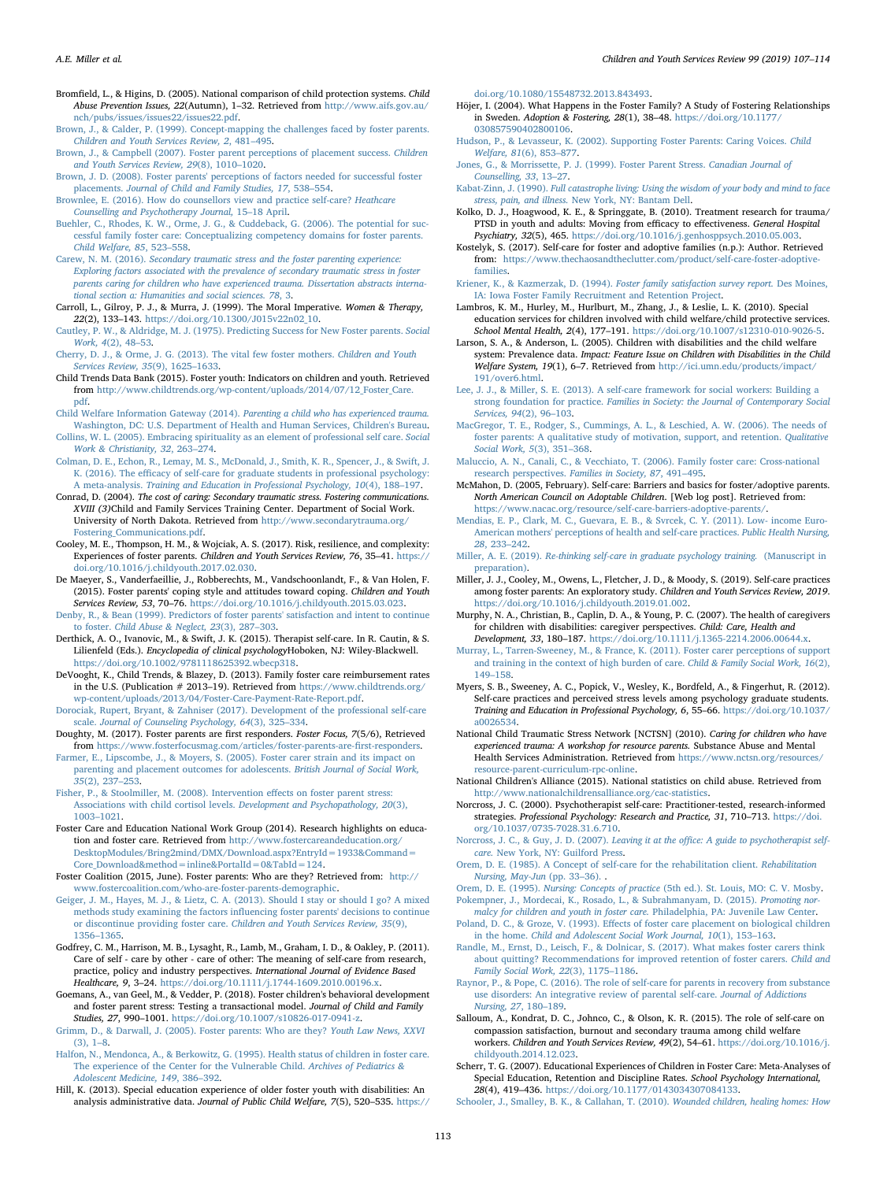Bromfield, L., & Higins, D. (2005). National comparison of child protection systems. *Child Abuse Prevention Issues, 22*(Autumn), 1–32. Retrieved from http://www.aifs.gov.au/nch/pubs/issues/issues22/issues22.pdf.

Brown, J., & Calder, P. (1999). Concept-mapping the challenges faced by foster parents. *Children and Youth Services Review, 2*, 481–495.

Brown, J., & Campbell (2007). Foster parent perceptions of placement success. *Children and Youth Services Review, 29*(8), 1010–1020.

Brown, J. D. (2008). Foster parents' perceptions of factors needed for successful foster placements. *Journal of Child and Family Studies, 17*, 538–554.

Brownlee, E. (2016). How do counsellors view and practice self-care? *Heathcare Counselling and Psychotherapy Journal*, 15–18 April.

Buehler, C., Rhodes, K. W., Orme, J. G., & Cuddeback, G. (2006). The potential for successful family foster care: Conceptualizing competency domains for foster parents. *Child Welfare, 85*, 523–558.

Carew, N. M. (2016). *Secondary traumatic stress and the foster parenting experience: Exploring factors associated with the prevalence of secondary traumatic stress in foster parents caring for children who have experienced trauma. Dissertation abstracts international section a: Humanities and social sciences. 78*, 3.

Carroll, L., Gilroy, P. J., & Murra, J. (1999). The Moral Imperative. *Women & Therapy, 22*(2), 133–143. https://doi.org/10.1300/J015v22n02_10.

Cautley, P. W., & Aldridge, M. J. (1975). Predicting Success for New Foster parents. *Social Work, 4*(2), 48–53.

Cherry, D. J., & Orme, J. G. (2013). The vital few foster mothers. *Children and Youth Services Review, 35*(9), 1625–1633.

Child Trends Data Bank (2015). Foster youth: Indicators on children and youth. Retrieved from http://www.childtrends.org/wp-content/uploads/2014/07/12_Foster_Care.pdf.

Child Welfare Information Gateway (2014). *Parenting a child who has experienced trauma.* Washington, DC: U.S. Department of Health and Human Services, Children's Bureau.

Collins, W. L. (2005). Embracing spirituality as an element of professional self care. *Social Work & Christianity, 32*, 263–274.

Colman, D. E., Echon, R., Lemay, M. S., McDonald, J., Smith, K. R., Spencer, J., & Swift, J. K. (2016). The efficacy of self-care for graduate students in professional psychology: A meta-analysis. *Training and Education in Professional Psychology, 10*(4), 188–197.

Conrad, D. (2004). *The cost of caring: Secondary traumatic stress. Fostering communications. XVIII (3)*Child and Family Services Training Center. Department of Social Work. University of North Dakota. Retrieved from http://www.secondarytrauma.org/Fostering_Communications.pdf.

Cooley, M. E., Thompson, H. M., & Wojciak, A. S. (2017). Risk, resilience, and complexity: Experiences of foster parents. *Children and Youth Services Review, 76*, 35–41. https://doi.org/10.1016/j.childyouth.2017.02.030.

De Maeyer, S., Vanderfaeillie, J., Robberechts, M., Vandschoonlandt, F., & Van Holen, F. (2015). Foster parents' coping style and attitudes toward coping. *Children and Youth Services Review, 53*, 70–76. https://doi.org/10.1016/j.childyouth.2015.03.023.

Denby, R., & Bean (1999). Predictors of foster parents' satisfaction and intent to continue to foster. *Child Abuse & Neglect, 23*(3), 287–303.

Derthick, A. O., Ivanovic, M., & Swift, J. K. (2015). Therapist self-care. In R. Cautin, & S. Lilienfeld (Eds.). *Encyclopedia of clinical psychology*Hoboken, NJ: Wiley-Blackwell. https://doi.org/10.1002/9781118625392.wbecp318.

DeVooght, K., Child Trends, & Blazey, D. (2013). Family foster care reimbursement rates in the U.S. (Publication # 2013–19). Retrieved from https://www.childtrends.org/wp-content/uploads/2013/04/Foster-Care-Payment-Rate-Report.pdf.

Dorociak, Rupert, Bryant, & Zahniser (2017). Development of the professional self-care scale. *Journal of Counseling Psychology, 64*(3), 325–334.

Doughty, M. (2017). Foster parents are first responders. *Foster Focus, 7*(5/6), Retrieved from https://www.fosterfocusmag.com/articles/foster-parents-are-first-responders.

Farmer, E., Lipscombe, J., & Moyers, S. (2005). Foster carer strain and its impact on parenting and placement outcomes for adolescents. *British Journal of Social Work, 35*(2), 237–253.

Fisher, P., & Stoolmiller, M. (2008). Intervention effects on foster parent stress: Associations with child cortisol levels. *Development and Psychopathology, 20*(3), 1003–1021.

Foster Care and Education National Work Group (2014). Research highlights on education and foster care. Retrieved from http://www.fostercareandeducation.org/DesktopModules/Bring2mind/DMX/Download.aspx?EntryId=1933&Command=Core_Download&method=inline&PortalId=0&TabId=124.

Foster Coalition (2015, June). Foster parents: Who are they? Retrieved from: http://www.fostercoalition.com/who-are-foster-parents-demographic.

Geiger, J. M., Hayes, M. J., & Lietz, C. A. (2013). Should I stay or should I go? A mixed methods study examining the factors influencing foster parents' decisions to continue or discontinue providing foster care. *Children and Youth Services Review, 35*(9), 1356–1365.

Godfrey, C. M., Harrison, M. B., Lysaght, R., Lamb, M., Graham, I. D., & Oakley, P. (2011). Care of self - care by other - care of other: The meaning of self-care from research, practice, policy and industry perspectives. *International Journal of Evidence Based Healthcare, 9*, 3–24. https://doi.org/10.1111/j.1744-1609.2010.00196.x.

Goemans, A., van Geel, M., & Vedder, P. (2018). Foster children's behavioral development and foster parent stress: Testing a transactional model. *Journal of Child and Family Studies, 27*, 990–1001. https://doi.org/10.1007/s10826-017-0941-z.

Grimm, D., & Darwall, J. (2005). Foster parents: Who are they? *Youth Law News, XXVI* (3), 1–8.

Halfon, N., Mendonca, A., & Berkowitz, G. (1995). Health status of children in foster care. The experience of the Center for the Vulnerable Child. *Archives of Pediatrics & Adolescent Medicine, 149*, 386–392.

Hill, K. (2013). Special education experience of older foster youth with disabilities: An analysis administrative data. *Journal of Public Child Welfare, 7*(5), 520–535. https://doi.org/10.1080/15548732.2013.843493.

Höjer, I. (2004). What Happens in the Foster Family? A Study of Fostering Relationships in Sweden. *Adoption & Fostering, 28*(1), 38–48. https://doi.org/10.1177/030857590402800106.

Hudson, P., & Levasseur, K. (2002). Supporting Foster Parents: Caring Voices. *Child Welfare, 81*(6), 853–877.

Jones, G., & Morrissette, P. J. (1999). Foster Parent Stress. *Canadian Journal of Counselling, 33*, 13–27.

Kabat-Zinn, J. (1990). *Full catastrophe living: Using the wisdom of your body and mind to face stress, pain, and illness.* New York, NY: Bantam Dell.

Kolko, D. J., Hoagwood, K. E., & Springgate, B. (2010). Treatment research for trauma/PTSD in youth and adults: Moving from efficacy to effectiveness. *General Hospital Psychiatry, 32*(5), 465. https://doi.org/10.1016/j.genhosppsych.2010.05.003.

Kostelyk, S. (2017). Self-care for foster and adoptive families (n.p.): Author. Retrieved from: https://www.thechaosandtheclutter.com/product/self-care-foster-adoptive-families.

Kriener, K., & Kazmerzak, D. (1994). *Foster family satisfaction survey report.* Des Moines, IA: Iowa Foster Family Recruitment and Retention Project.

Lambros, K. M., Hurley, M., Hurlburt, M., Zhang, J., & Leslie, L. K. (2010). Special education services for children involved with child welfare/child protective services. *School Mental Health, 2*(4), 177–191. https://doi.org/10.1007/s12310-010-9026-5.

Larson, S. A., & Anderson, L. (2005). Children with disabilities and the child welfare system: Prevalence data. *Impact: Feature Issue on Children with Disabilities in the Child Welfare System, 19*(1), 6–7. Retrieved from http://ici.umn.edu/products/impact/191/over6.html.

Lee, J. J., & Miller, S. E. (2013). A self-care framework for social workers: Building a strong foundation for practice. *Families in Society: the Journal of Contemporary Social Services, 94*(2), 96–103.

MacGregor, T. E., Rodger, S., Cummings, A. L., & Leschied, A. W. (2006). The needs of foster parents: A qualitative study of motivation, support, and retention. *Qualitative Social Work, 5*(3), 351–368.

Maluccio, A. N., Canali, C., & Vecchiato, T. (2006). Family foster care: Cross-national research perspectives. *Families in Society, 87*, 491–495.

McMahon, D. (2005, February). Self-care: Barriers and basics for foster/adoptive parents. *North American Council on Adoptable Children.* [Web log post]. Retrieved from: https://www.nacac.org/resource/self-care-barriers-adoptive-parents/.

Mendias, E. P., Clark, M. C., Guevara, E. B., & Svrcek, C. Y. (2011). Low- income Euro-American mothers' perceptions of health and self-care practices. *Public Health Nursing, 28*, 233–242.

Miller, A. E. (2019). *Re-thinking self-care in graduate psychology training.* (Manuscript in preparation).

Miller, J. J., Cooley, M., Owens, L., Fletcher, J. D., & Moody, S. (2019). Self-care practices among foster parents: An exploratory study. *Children and Youth Services Review, 2019*. https://doi.org/10.1016/j.childyouth.2019.01.002.

Murphy, N. A., Christian, B., Caplin, D. A., & Young, P. C. (2007). The health of caregivers for children with disabilities: caregiver perspectives. *Child: Care, Health and Development, 33*, 180–187. https://doi.org/10.1111/j.1365-2214.2006.00644.x.

Murray, L., Tarren-Sweeney, M., & France, K. (2011). Foster carer perceptions of support and training in the context of high burden of care. *Child & Family Social Work, 16*(2), 149–158.

Myers, S. B., Sweeney, A. C., Popick, V., Wesley, K., Bordfeld, A., & Fingerhut, R. (2012). Self-care practices and perceived stress levels among psychology graduate students. *Training and Education in Professional Psychology, 6*, 55–66. https://doi.org/10.1037/a0026534.

National Child Traumatic Stress Network [NCTSN] (2010). *Caring for children who have experienced trauma: A workshop for resource parents.* Substance Abuse and Mental Health Services Administration. Retrieved from https://www.nctsn.org/resources/resource-parent-curriculum-rpc-online.

National Children's Alliance (2015). National statistics on child abuse. Retrieved from http://www.nationalchildrensalliance.org/cac-statistics.

Norcross, J. C. (2000). Psychotherapist self-care: Practitioner-tested, research-informed strategies. *Professional Psychology: Research and Practice, 31*, 710–713. https://doi.org/10.1037/0735-7028.31.6.710.

Norcross, J. C., & Guy, J. D. (2007). *Leaving it at the office: A guide to psychotherapist self-care.* New York, NY: Guilford Press.

Orem, D. E. (1985). A Concept of self-care for the rehabilitation client. *Rehabilitation Nursing, May-Jun* (pp. 33–36). .

Orem, D. E. (1995). *Nursing: Concepts of practice* (5th ed.). St. Louis, MO: C. V. Mosby.

Pokempner, J., Mordecai, K., Rosado, L., & Subrahmanyam, D. (2015). *Promoting normalcy for children and youth in foster care.* Philadelphia, PA: Juvenile Law Center.

Poland, D. C., & Groze, V. (1993). Effects of foster care placement on biological children in the home. *Child and Adolescent Social Work Journal, 10*(1), 153–163.

Randle, M., Ernst, D., Leisch, F., & Dolnicar, S. (2017). What makes foster carers think about quitting? Recommendations for improved retention of foster carers. *Child and Family Social Work, 22*(3), 1175–1186.

Raynor, P., & Pope, C. (2016). The role of self-care for parents in recovery from substance use disorders: An integrative review of parental self-care. *Journal of Addictions Nursing, 27*, 180–189.

Salloum, A., Kondrat, D. C., Johnco, C., & Olson, K. R. (2015). The role of self-care on compassion satisfaction, burnout and secondary trauma among child welfare workers. *Children and Youth Services Review, 49*(2), 54–61. https://doi.org/10.1016/j.childyouth.2014.12.023.

Scherr, T. G. (2007). Educational Experiences of Children in Foster Care: Meta-Analyses of Special Education, Retention and Discipline Rates. *School Psychology International, 28*(4), 419–436. https://doi.org/10.1177/0143034307084133.

Schooler, J., Smalley, B. K., & Callahan, T. (2010). *Wounded children, healing homes: How*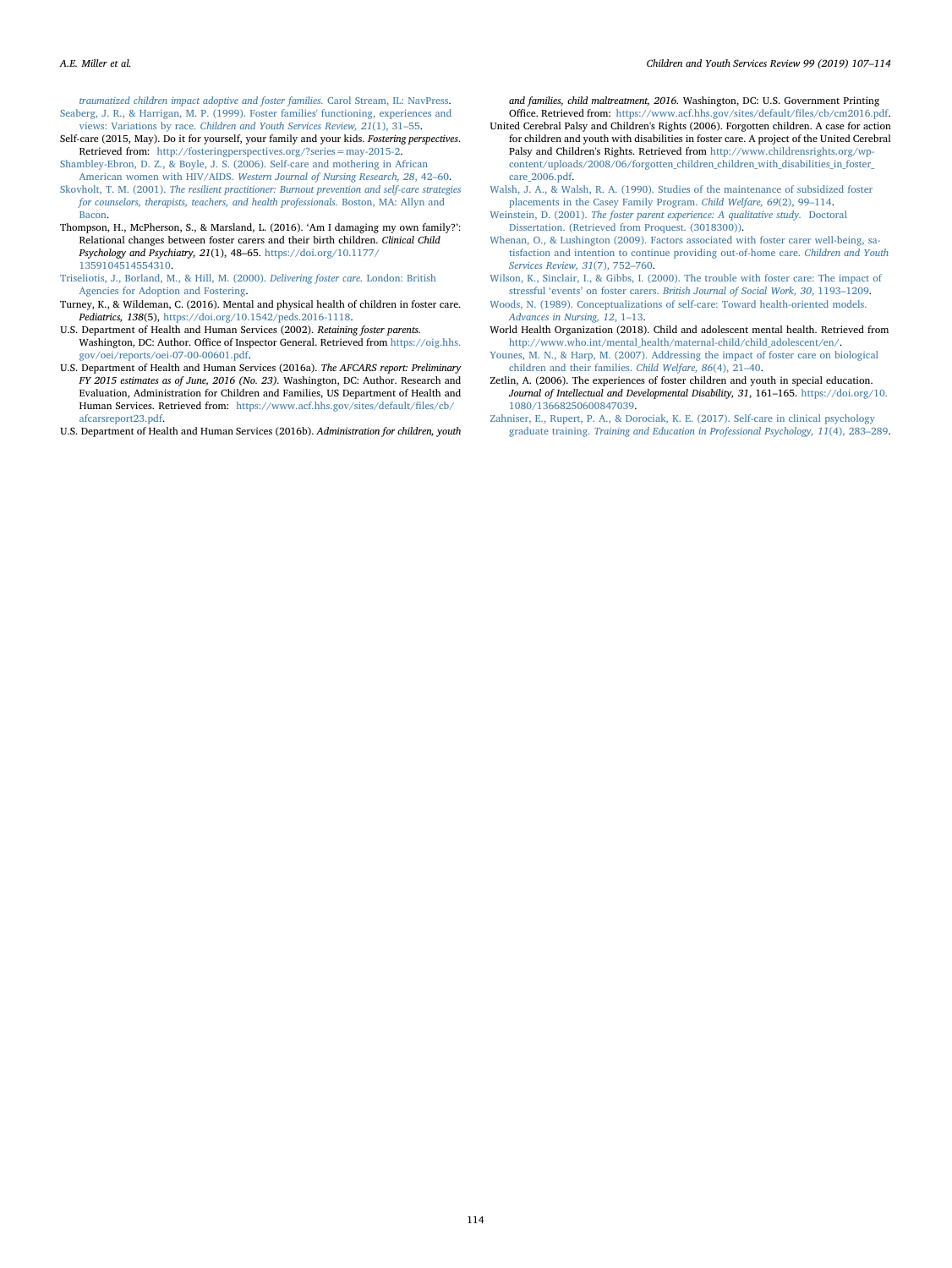*traumatized children impact adoptive and foster families.* Carol Stream, IL: NavPress.

Seaberg, J. R., & Harrigan, M. P. (1999). Foster families' functioning, experiences and views: Variations by race. *Children and Youth Services Review, 21*(1), 31–55.

Self-care (2015, May). Do it for yourself, your family and your kids. *Fostering perspectives*. Retrieved from: http://fosteringperspectives.org/?series=may-2015-2.

Shambley-Ebron, D. Z., & Boyle, J. S. (2006). Self-care and mothering in African American women with HIV/AIDS. *Western Journal of Nursing Research, 28*, 42–60.

Skovholt, T. M. (2001). *The resilient practitioner: Burnout prevention and self-care strategies for counselors, therapists, teachers, and health professionals.* Boston, MA: Allyn and Bacon.

Thompson, H., McPherson, S., & Marsland, L. (2016). 'Am I damaging my own family?': Relational changes between foster carers and their birth children. *Clinical Child Psychology and Psychiatry, 21*(1), 48–65. https://doi.org/10.1177/1359104514554310.

Triseliotis, J., Borland, M., & Hill, M. (2000). *Delivering foster care.* London: British Agencies for Adoption and Fostering.

Turney, K., & Wildeman, C. (2016). Mental and physical health of children in foster care. *Pediatrics, 138*(5), https://doi.org/10.1542/peds.2016-1118.

U.S. Department of Health and Human Services (2002). *Retaining foster parents.* Washington, DC: Author. Office of Inspector General. Retrieved from https://oig.hhs.gov/oei/reports/oei-07-00-00601.pdf.

U.S. Department of Health and Human Services (2016a). *The AFCARS report: Preliminary FY 2015 estimates as of June, 2016 (No. 23).* Washington, DC: Author. Research and Evaluation, Administration for Children and Families, US Department of Health and Human Services. Retrieved from: https://www.acf.hhs.gov/sites/default/files/cb/afcarsreport23.pdf.

U.S. Department of Health and Human Services (2016b). *Administration for children, youth and families, child maltreatment, 2016.* Washington, DC: U.S. Government Printing Office. Retrieved from: https://www.acf.hhs.gov/sites/default/files/cb/cm2016.pdf.

United Cerebral Palsy and Children's Rights (2006). Forgotten children. A case for action for children and youth with disabilities in foster care. A project of the United Cerebral Palsy and Children's Rights. Retrieved from http://www.childrensrights.org/wp-content/uploads/2008/06/forgotten_children_children_with_disabilities_in_foster_care_2006.pdf.

Walsh, J. A., & Walsh, R. A. (1990). Studies of the maintenance of subsidized foster placements in the Casey Family Program. *Child Welfare, 69*(2), 99–114.

Weinstein, D. (2001). *The foster parent experience: A qualitative study.* Doctoral Dissertation. (Retrieved from Proquest. (3018300)).

Whenan, O., & Lushington (2009). Factors associated with foster carer well-being, satisfaction and intention to continue providing out-of-home care. *Children and Youth Services Review, 31*(7), 752–760.

Wilson, K., Sinclair, I., & Gibbs, I. (2000). The trouble with foster care: The impact of stressful 'events' on foster carers. *British Journal of Social Work, 30*, 1193–1209.

Woods, N. (1989). Conceptualizations of self-care: Toward health-oriented models. *Advances in Nursing, 12*, 1–13.

World Health Organization (2018). Child and adolescent mental health. Retrieved from http://www.who.int/mental_health/maternal-child/child_adolescent/en/.

Younes, M. N., & Harp, M. (2007). Addressing the impact of foster care on biological children and their families. *Child Welfare, 86*(4), 21–40.

Zetlin, A. (2006). The experiences of foster children and youth in special education. *Journal of Intellectual and Developmental Disability, 31*, 161–165. https://doi.org/10.1080/13668250600847039.

Zahniser, E., Rupert, P. A., & Dorociak, K. E. (2017). Self-care in clinical psychology graduate training. *Training and Education in Professional Psychology, 11*(4), 283–289.